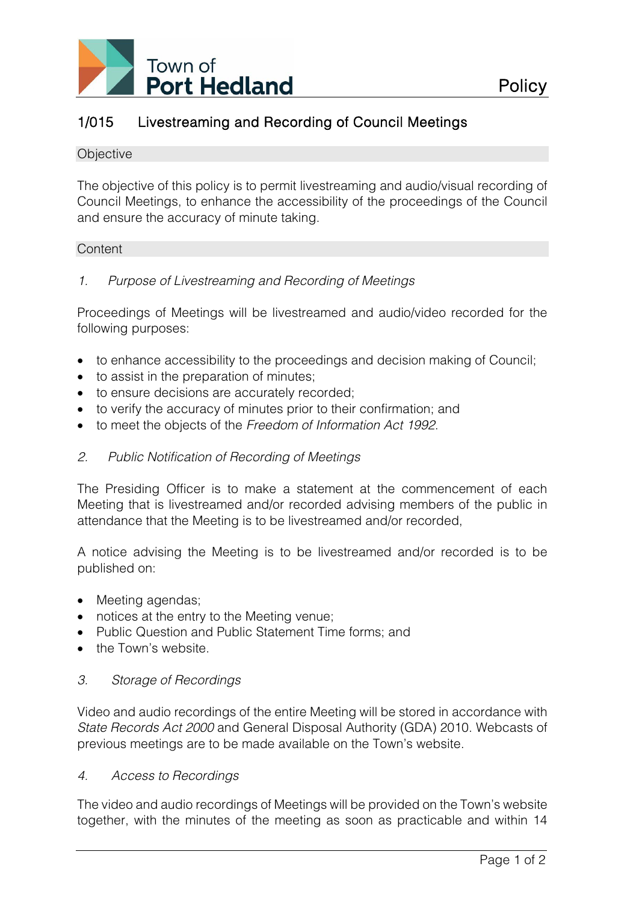Town of **Port Hedland** Policy

# 1/015 Livestreaming and Recording of Council Meetings

## Objective

The objective of this policy is to permit livestreaming and audio/visual recording of Council Meetings, to enhance the accessibility of the proceedings of the Council and ensure the accuracy of minute taking.

## Content

### *1. Purpose of Livestreaming and Recording of Meetings*

Proceedings of Meetings will be livestreamed and audio/video recorded for the following purposes:

- to enhance accessibility to the proceedings and decision making of Council;
- to assist in the preparation of minutes;
- to ensure decisions are accurately recorded;
- to verify the accuracy of minutes prior to their confirmation; and
- to meet the objects of the *Freedom of Information Act 1992*.

### *2. Public Notification of Recording of Meetings*

The Presiding Officer is to make a statement at the commencement of each Meeting that is livestreamed and/or recorded advising members of the public in attendance that the Meeting is to be livestreamed and/or recorded,

A notice advising the Meeting is to be livestreamed and/or recorded is to be published on:

- Meeting agendas;
- notices at the entry to the Meeting venue;
- Public Question and Public Statement Time forms; and
- the Town's website.

### *3. Storage of Recordings*

Video and audio recordings of the entire Meeting will be stored in accordance with *State Records Act 2000* and General Disposal Authority (GDA) 2010. Webcasts of previous meetings are to be made available on the Town's website.

### *4. Access to Recordings*

The video and audio recordings of Meetings will be provided on the Town's website together, with the minutes of the meeting as soon as practicable and within 14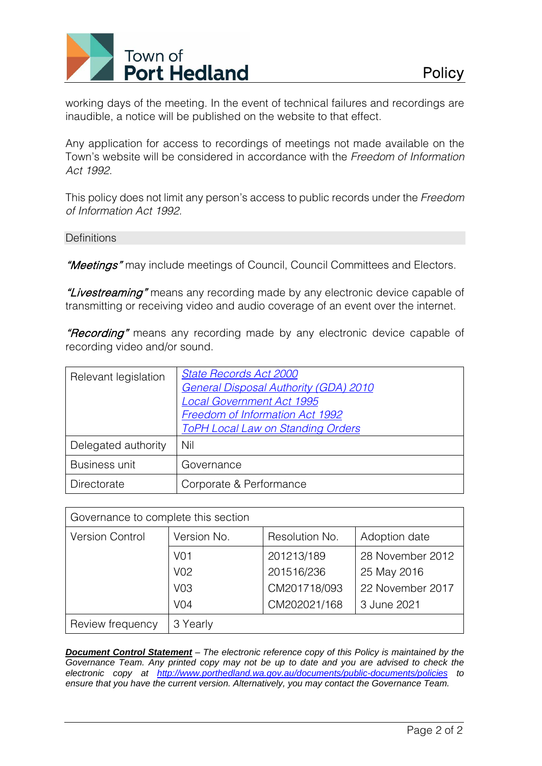working days of the meeting. In the event of technical failures and recordings are inaudible, a notice will be published on the website to that effect.

Any application for access to recordings of meetings not made available on the Town's website will be considered in accordance with the *Freedom of Information Act 1992*.

This policy does not limit any person's access to public records under the *Freedom of Information Act 1992*.

## Definitions

***"Meetings"*** may include meetings of Council, Council Committees and Electors.

***"Livestreaming"*** means any recording made by any electronic device capable of transmitting or receiving video and audio coverage of an event over the internet.

***"Recording"*** means any recording made by any electronic device capable of recording video and/or sound.

| | |
|---|---|
| Relevant legislation | *State Records Act 2000*<br>*General Disposal Authority (GDA) 2010*<br>*Local Government Act 1995*<br>*Freedom of Information Act 1992*<br>*ToPH Local Law on Standing Orders* |
| Delegated authority | Nil |
| Business unit | Governance |
| Directorate | Corporate & Performance |

| Governance to complete this section | | | |
|---|---|---|---|
| Version Control | Version No. | Resolution No. | Adoption date |
| | V01 | 201213/189 | 28 November 2012 |
| | V02 | 201516/236 | 25 May 2016 |
| | V03 | CM201718/093 | 22 November 2017 |
| | V04 | CM202021/168 | 3 June 2021 |
| Review frequency | 3 Yearly | | |

***Document Control Statement*** *– The electronic reference copy of this Policy is maintained by the Governance Team. Any printed copy may not be up to date and you are advised to check the electronic copy at http://www.porthedland.wa.gov.au/documents/public-documents/policies to ensure that you have the current version. Alternatively, you may contact the Governance Team.*